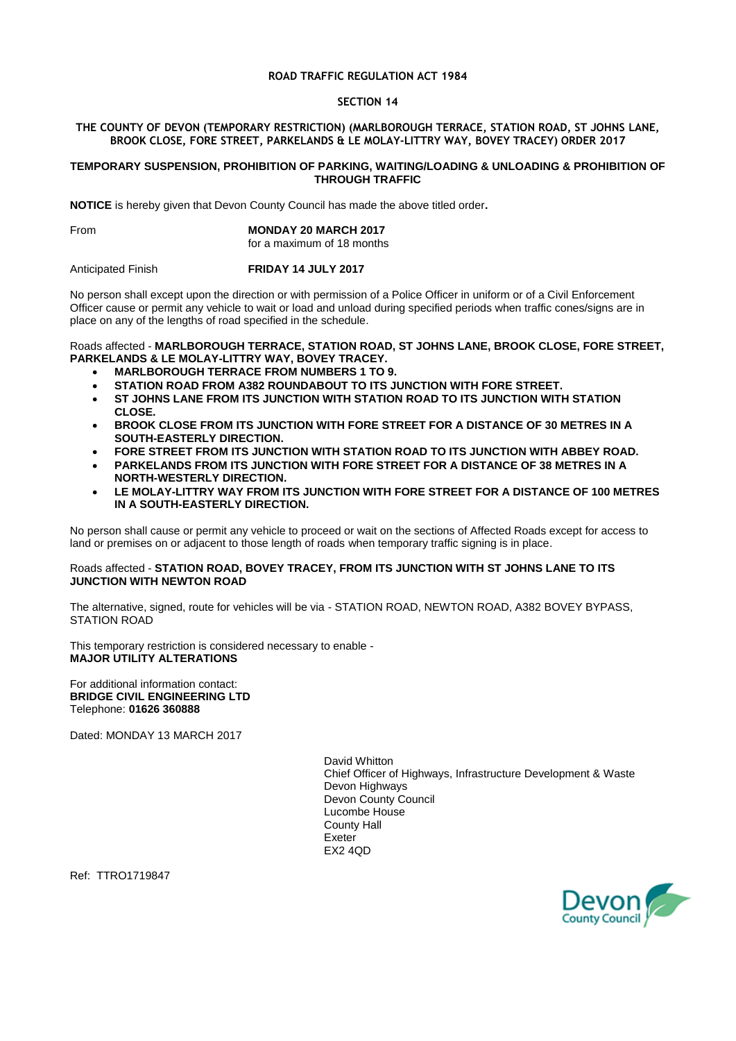**ROAD TRAFFIC REGULATION ACT 1984**

**SECTION 14**

**THE COUNTY OF DEVON (TEMPORARY RESTRICTION) (MARLBOROUGH TERRACE, STATION ROAD, ST JOHNS LANE, BROOK CLOSE, FORE STREET, PARKELANDS & LE MOLAY-LITTRY WAY, BOVEY TRACEY) ORDER 2017**

**TEMPORARY SUSPENSION, PROHIBITION OF PARKING, WAITING/LOADING & UNLOADING & PROHIBITION OF THROUGH TRAFFIC**

**NOTICE** is hereby given that Devon County Council has made the above titled order.

From **MONDAY 20 MARCH 2017**
for a maximum of 18 months

Anticipated Finish **FRIDAY 14 JULY 2017**

No person shall except upon the direction or with permission of a Police Officer in uniform or of a Civil Enforcement Officer cause or permit any vehicle to wait or load and unload during specified periods when traffic cones/signs are in place on any of the lengths of road specified in the schedule.

Roads affected - **MARLBOROUGH TERRACE, STATION ROAD, ST JOHNS LANE, BROOK CLOSE, FORE STREET, PARKELANDS & LE MOLAY-LITTRY WAY, BOVEY TRACEY.**

- **MARLBOROUGH TERRACE FROM NUMBERS 1 TO 9.**
- **STATION ROAD FROM A382 ROUNDABOUT TO ITS JUNCTION WITH FORE STREET.**
- **ST JOHNS LANE FROM ITS JUNCTION WITH STATION ROAD TO ITS JUNCTION WITH STATION CLOSE.**
- **BROOK CLOSE FROM ITS JUNCTION WITH FORE STREET FOR A DISTANCE OF 30 METRES IN A SOUTH-EASTERLY DIRECTION.**
- **FORE STREET FROM ITS JUNCTION WITH STATION ROAD TO ITS JUNCTION WITH ABBEY ROAD.**
- **PARKELANDS FROM ITS JUNCTION WITH FORE STREET FOR A DISTANCE OF 38 METRES IN A NORTH-WESTERLY DIRECTION.**
- **LE MOLAY-LITTRY WAY FROM ITS JUNCTION WITH FORE STREET FOR A DISTANCE OF 100 METRES IN A SOUTH-EASTERLY DIRECTION.**

No person shall cause or permit any vehicle to proceed or wait on the sections of Affected Roads except for access to land or premises on or adjacent to those length of roads when temporary traffic signing is in place.

Roads affected - **STATION ROAD, BOVEY TRACEY, FROM ITS JUNCTION WITH ST JOHNS LANE TO ITS JUNCTION WITH NEWTON ROAD**

The alternative, signed, route for vehicles will be via - STATION ROAD, NEWTON ROAD, A382 BOVEY BYPASS, STATION ROAD

This temporary restriction is considered necessary to enable -
**MAJOR UTILITY ALTERATIONS**

For additional information contact:
**BRIDGE CIVIL ENGINEERING LTD**
Telephone: **01626 360888**

Dated: MONDAY 13 MARCH 2017

David Whitton
Chief Officer of Highways, Infrastructure Development & Waste
Devon Highways
Devon County Council
Lucombe House
County Hall
Exeter
EX2 4QD

Ref: TTRO1719847

Devon County Council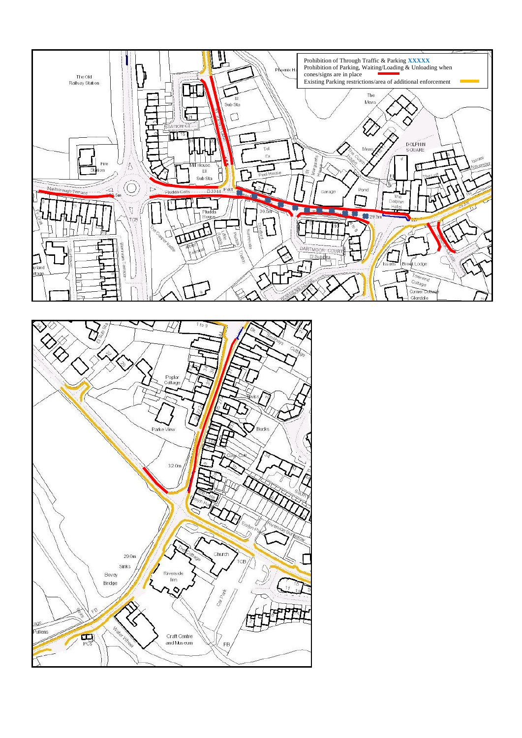Prohibition of Through Traffic & Parking XXXXX
Prohibition of Parking, Waiting/Loading & Unloading when cones/signs are in place
Existing Parking restrictions/area of additional enforcement